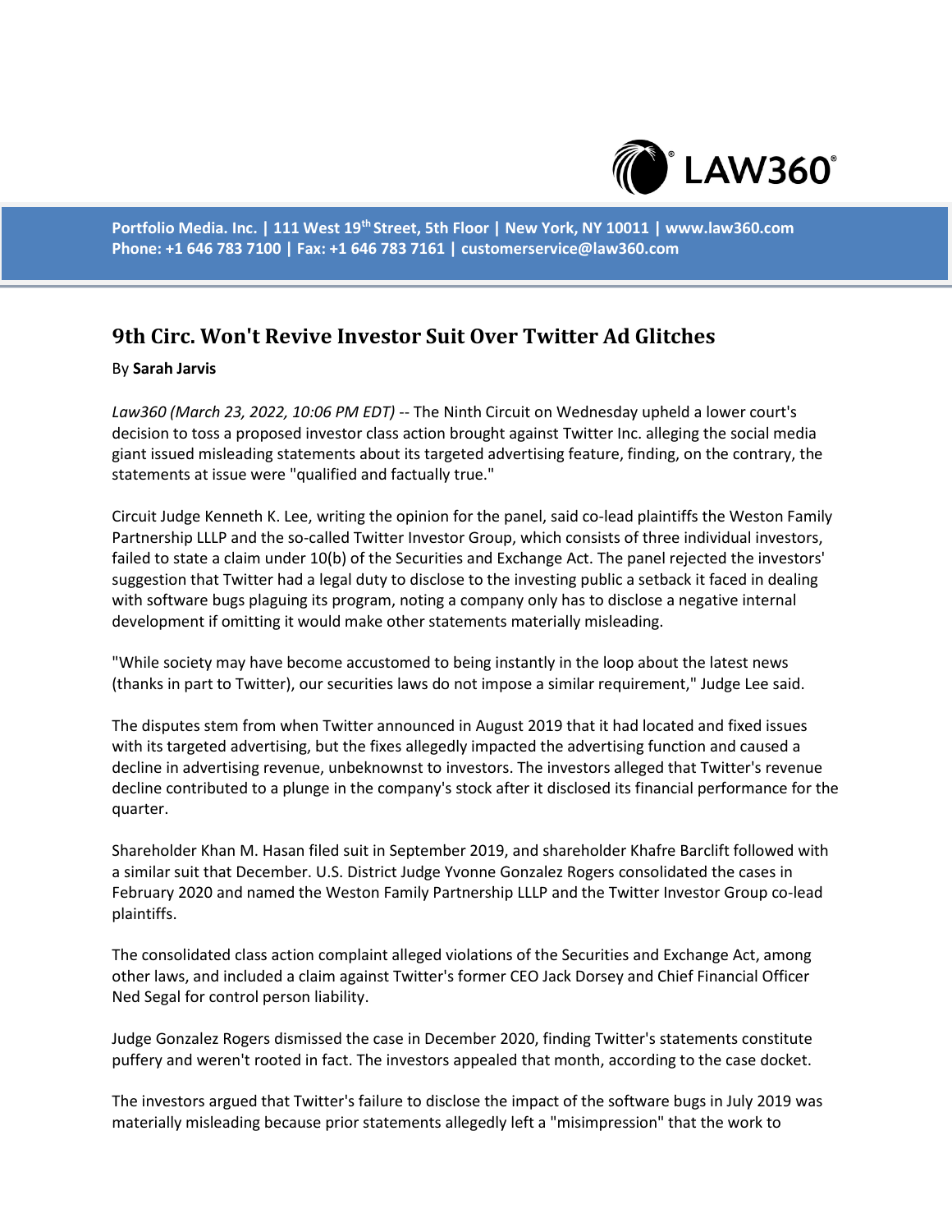Portfolio Media. Inc. | 111 West 19th Street, 5th Floor | New York, NY 10011 | www.law360.com
Phone: +1 646 783 7100 | Fax: +1 646 783 7161 | customerservice@law360.com

# 9th Circ. Won't Revive Investor Suit Over Twitter Ad Glitches

By **Sarah Jarvis**

*Law360 (March 23, 2022, 10:06 PM EDT)* -- The Ninth Circuit on Wednesday upheld a lower court's decision to toss a proposed investor class action brought against Twitter Inc. alleging the social media giant issued misleading statements about its targeted advertising feature, finding, on the contrary, the statements at issue were "qualified and factually true."

Circuit Judge Kenneth K. Lee, writing the opinion for the panel, said co-lead plaintiffs the Weston Family Partnership LLLP and the so-called Twitter Investor Group, which consists of three individual investors, failed to state a claim under 10(b) of the Securities and Exchange Act. The panel rejected the investors' suggestion that Twitter had a legal duty to disclose to the investing public a setback it faced in dealing with software bugs plaguing its program, noting a company only has to disclose a negative internal development if omitting it would make other statements materially misleading.

"While society may have become accustomed to being instantly in the loop about the latest news (thanks in part to Twitter), our securities laws do not impose a similar requirement," Judge Lee said.

The disputes stem from when Twitter announced in August 2019 that it had located and fixed issues with its targeted advertising, but the fixes allegedly impacted the advertising function and caused a decline in advertising revenue, unbeknownst to investors. The investors alleged that Twitter's revenue decline contributed to a plunge in the company's stock after it disclosed its financial performance for the quarter.

Shareholder Khan M. Hasan filed suit in September 2019, and shareholder Khafre Barclift followed with a similar suit that December. U.S. District Judge Yvonne Gonzalez Rogers consolidated the cases in February 2020 and named the Weston Family Partnership LLLP and the Twitter Investor Group co-lead plaintiffs.

The consolidated class action complaint alleged violations of the Securities and Exchange Act, among other laws, and included a claim against Twitter's former CEO Jack Dorsey and Chief Financial Officer Ned Segal for control person liability.

Judge Gonzalez Rogers dismissed the case in December 2020, finding Twitter's statements constitute puffery and weren't rooted in fact. The investors appealed that month, according to the case docket.

The investors argued that Twitter's failure to disclose the impact of the software bugs in July 2019 was materially misleading because prior statements allegedly left a "misimpression" that the work to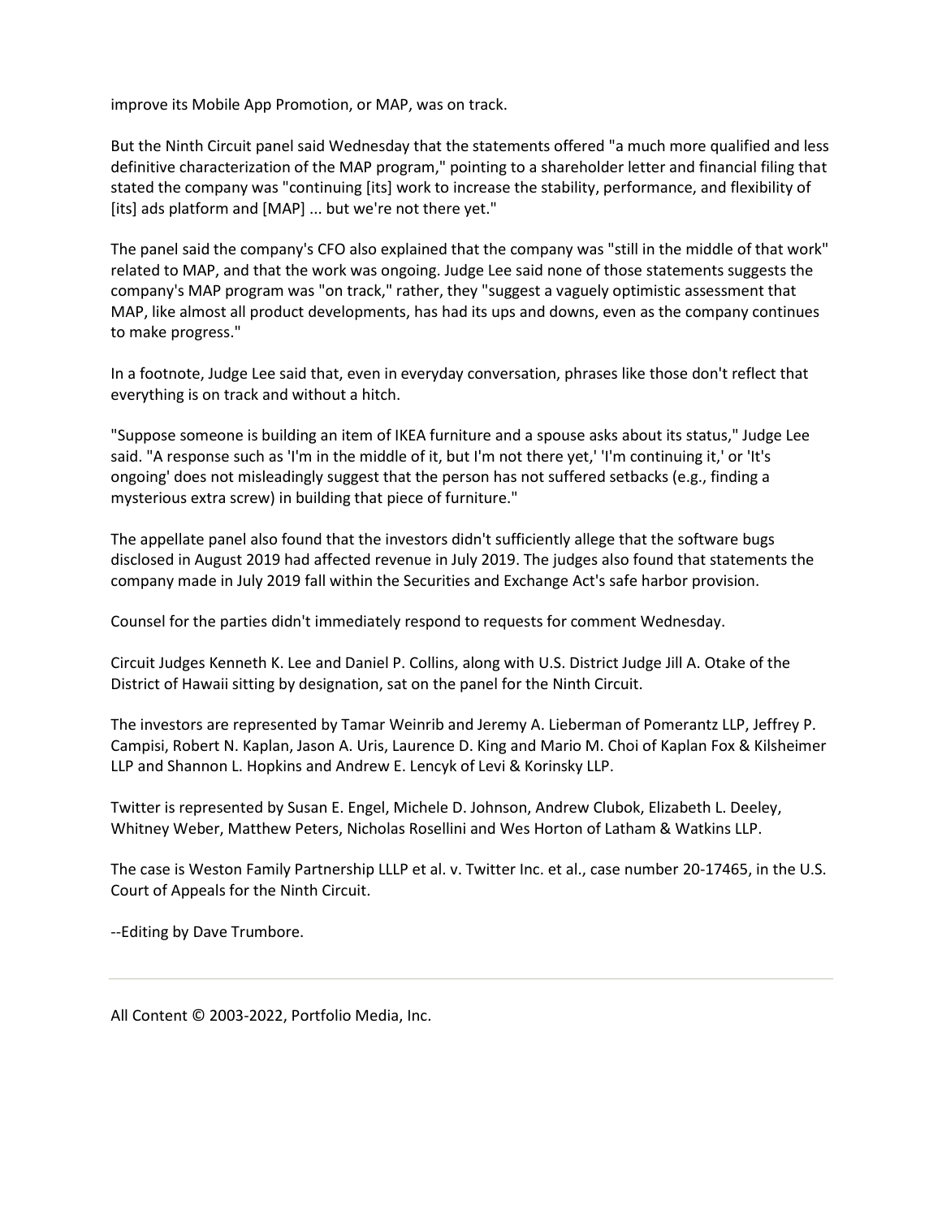improve its Mobile App Promotion, or MAP, was on track.

But the Ninth Circuit panel said Wednesday that the statements offered "a much more qualified and less definitive characterization of the MAP program," pointing to a shareholder letter and financial filing that stated the company was "continuing [its] work to increase the stability, performance, and flexibility of [its] ads platform and [MAP] ... but we're not there yet."

The panel said the company's CFO also explained that the company was "still in the middle of that work" related to MAP, and that the work was ongoing. Judge Lee said none of those statements suggests the company's MAP program was "on track," rather, they "suggest a vaguely optimistic assessment that MAP, like almost all product developments, has had its ups and downs, even as the company continues to make progress."

In a footnote, Judge Lee said that, even in everyday conversation, phrases like those don't reflect that everything is on track and without a hitch.

"Suppose someone is building an item of IKEA furniture and a spouse asks about its status," Judge Lee said. "A response such as 'I'm in the middle of it, but I'm not there yet,' 'I'm continuing it,' or 'It's ongoing' does not misleadingly suggest that the person has not suffered setbacks (e.g., finding a mysterious extra screw) in building that piece of furniture."

The appellate panel also found that the investors didn't sufficiently allege that the software bugs disclosed in August 2019 had affected revenue in July 2019. The judges also found that statements the company made in July 2019 fall within the Securities and Exchange Act's safe harbor provision.

Counsel for the parties didn't immediately respond to requests for comment Wednesday.

Circuit Judges Kenneth K. Lee and Daniel P. Collins, along with U.S. District Judge Jill A. Otake of the District of Hawaii sitting by designation, sat on the panel for the Ninth Circuit.

The investors are represented by Tamar Weinrib and Jeremy A. Lieberman of Pomerantz LLP, Jeffrey P. Campisi, Robert N. Kaplan, Jason A. Uris, Laurence D. King and Mario M. Choi of Kaplan Fox & Kilsheimer LLP and Shannon L. Hopkins and Andrew E. Lencyk of Levi & Korinsky LLP.

Twitter is represented by Susan E. Engel, Michele D. Johnson, Andrew Clubok, Elizabeth L. Deeley, Whitney Weber, Matthew Peters, Nicholas Rosellini and Wes Horton of Latham & Watkins LLP.

The case is Weston Family Partnership LLLP et al. v. Twitter Inc. et al., case number 20-17465, in the U.S. Court of Appeals for the Ninth Circuit.

--Editing by Dave Trumbore.

---

All Content © 2003-2022, Portfolio Media, Inc.